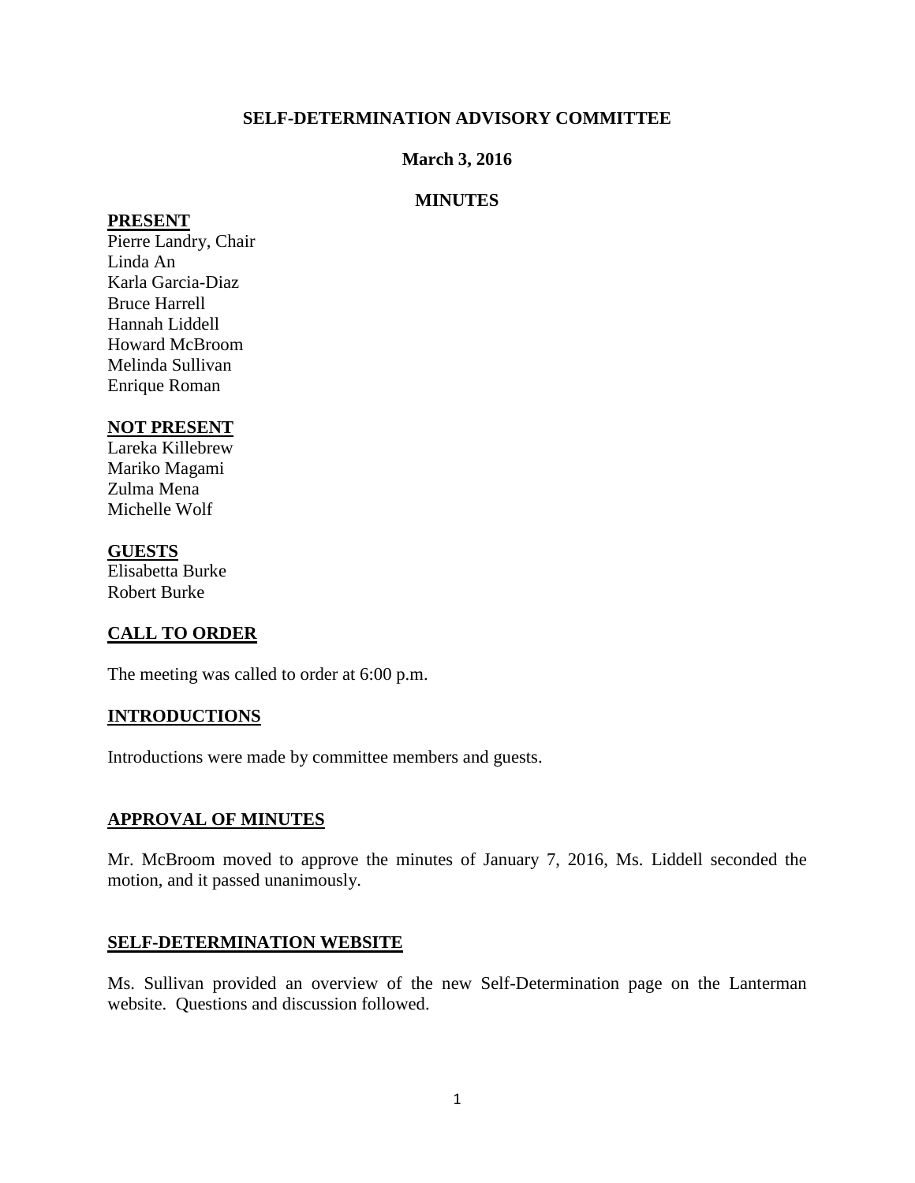# SELF-DETERMINATION ADVISORY COMMITTEE

## March 3, 2016

## MINUTES

**PRESENT**

Pierre Landry, Chair
Linda An
Karla Garcia-Diaz
Bruce Harrell
Hannah Liddell
Howard McBroom
Melinda Sullivan
Enrique Roman

**NOT PRESENT**

Lareka Killebrew
Mariko Magami
Zulma Mena
Michelle Wolf

**GUESTS**

Elisabetta Burke
Robert Burke

**CALL TO ORDER**

The meeting was called to order at 6:00 p.m.

**INTRODUCTIONS**

Introductions were made by committee members and guests.

**APPROVAL OF MINUTES**

Mr. McBroom moved to approve the minutes of January 7, 2016, Ms. Liddell seconded the motion, and it passed unanimously.

**SELF-DETERMINATION WEBSITE**

Ms. Sullivan provided an overview of the new Self-Determination page on the Lanterman website. Questions and discussion followed.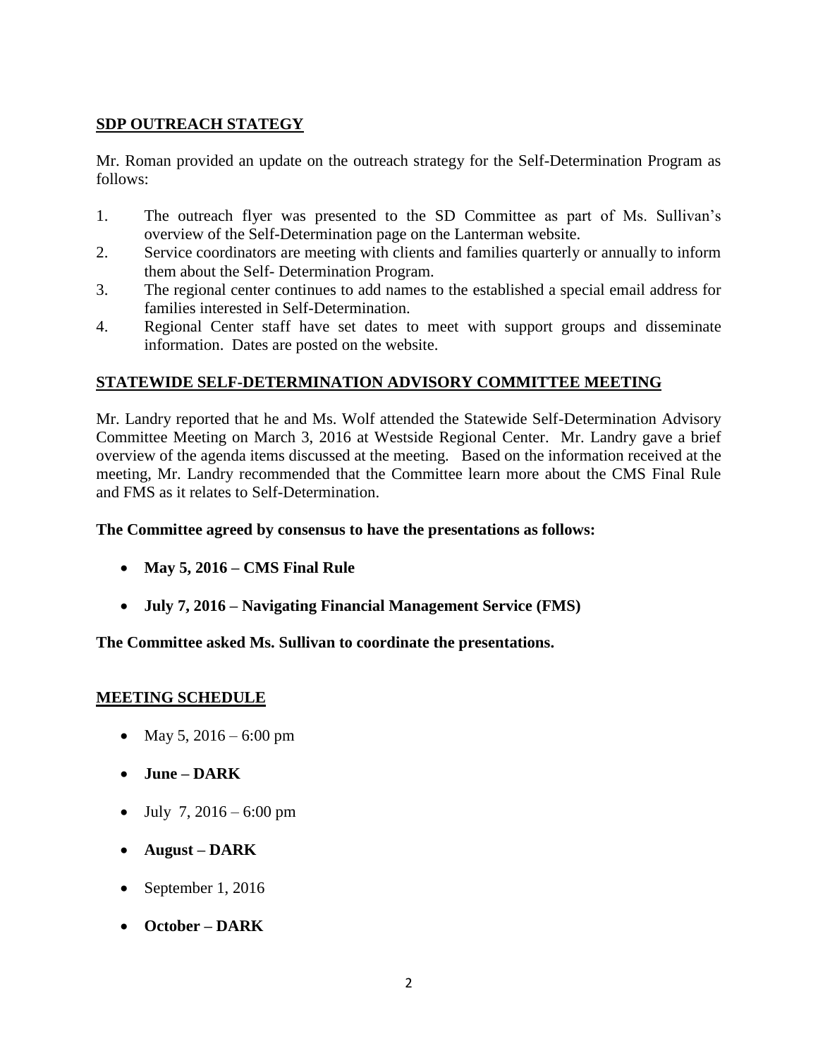## SDP OUTREACH STATEGY

Mr. Roman provided an update on the outreach strategy for the Self-Determination Program as follows:

1. The outreach flyer was presented to the SD Committee as part of Ms. Sullivan's overview of the Self-Determination page on the Lanterman website.
2. Service coordinators are meeting with clients and families quarterly or annually to inform them about the Self- Determination Program.
3. The regional center continues to add names to the established a special email address for families interested in Self-Determination.
4. Regional Center staff have set dates to meet with support groups and disseminate information. Dates are posted on the website.

## STATEWIDE SELF-DETERMINATION ADVISORY COMMITTEE MEETING

Mr. Landry reported that he and Ms. Wolf attended the Statewide Self-Determination Advisory Committee Meeting on March 3, 2016 at Westside Regional Center. Mr. Landry gave a brief overview of the agenda items discussed at the meeting. Based on the information received at the meeting, Mr. Landry recommended that the Committee learn more about the CMS Final Rule and FMS as it relates to Self-Determination.

**The Committee agreed by consensus to have the presentations as follows:**

- **May 5, 2016 – CMS Final Rule**
- **July 7, 2016 – Navigating Financial Management Service (FMS)**

**The Committee asked Ms. Sullivan to coordinate the presentations.**

## MEETING SCHEDULE

- May 5, 2016 – 6:00 pm
- **June – DARK**
- July 7, 2016 – 6:00 pm
- **August – DARK**
- September 1, 2016
- **October – DARK**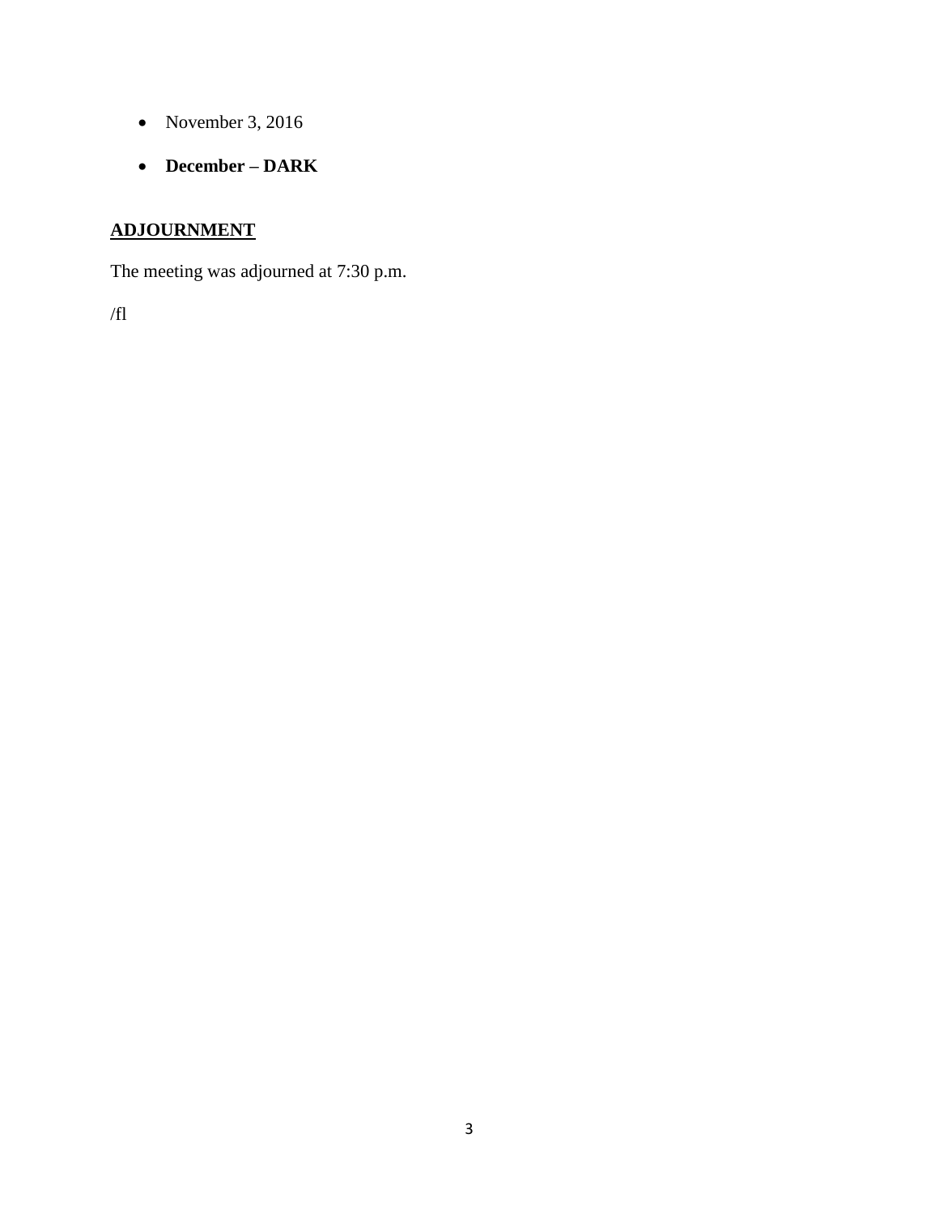- November 3, 2016
- **December – DARK**

## ADJOURNMENT

The meeting was adjourned at 7:30 p.m.

/fl